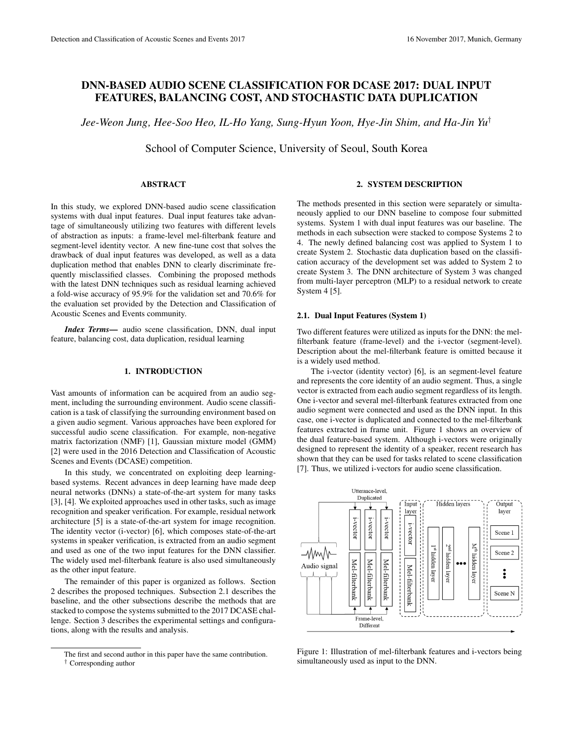# DNN-BASED AUDIO SCENE CLASSIFICATION FOR DCASE 2017: DUAL INPUT FEATURES, BALANCING COST, AND STOCHASTIC DATA DUPLICATION

*Jee-Weon Jung, Hee-Soo Heo, IL-Ho Yang, Sung-Hyun Yoon, Hye-Jin Shim, and Ha-Jin Yu*[†]

School of Computer Science, University of Seoul, South Korea

## ABSTRACT

In this study, we explored DNN-based audio scene classification systems with dual input features. Dual input features take advantage of simultaneously utilizing two features with different levels of abstraction as inputs: a frame-level mel-filterbank feature and segment-level identity vector. A new fine-tune cost that solves the drawback of dual input features was developed, as well as a data duplication method that enables DNN to clearly discriminate frequently misclassified classes. Combining the proposed methods with the latest DNN techniques such as residual learning achieved a fold-wise accuracy of 95.9% for the validation set and 70.6% for the evaluation set provided by the Detection and Classification of Acoustic Scenes and Events community.

***Index Terms*—** audio scene classification, DNN, dual input feature, balancing cost, data duplication, residual learning

## 1. INTRODUCTION

Vast amounts of information can be acquired from an audio segment, including the surrounding environment. Audio scene classification is a task of classifying the surrounding environment based on a given audio segment. Various approaches have been explored for successful audio scene classification. For example, non-negative matrix factorization (NMF) [1], Gaussian mixture model (GMM) [2] were used in the 2016 Detection and Classification of Acoustic Scenes and Events (DCASE) competition.

In this study, we concentrated on exploiting deep learning-based systems. Recent advances in deep learning have made deep neural networks (DNNs) a state-of-the-art system for many tasks [3], [4]. We exploited approaches used in other tasks, such as image recognition and speaker verification. For example, residual network architecture [5] is a state-of-the-art system for image recognition. The identity vector (i-vector) [6], which composes state-of-the-art systems in speaker verification, is extracted from an audio segment and used as one of the two input features for the DNN classifier. The widely used mel-filterbank feature is also used simultaneously as the other input feature.

The remainder of this paper is organized as follows. Section 2 describes the proposed techniques. Subsection 2.1 describes the baseline, and the other subsections describe the methods that are stacked to compose the systems submitted to the 2017 DCASE challenge. Section 3 describes the experimental settings and configurations, along with the results and analysis.

The first and second author in this paper have the same contribution.
[†] Corresponding author

## 2. SYSTEM DESCRIPTION

The methods presented in this section were separately or simultaneously applied to our DNN baseline to compose four submitted systems. System 1 with dual input features was our baseline. The methods in each subsection were stacked to compose Systems 2 to 4. The newly defined balancing cost was applied to System 1 to create System 2. Stochastic data duplication based on the classification accuracy of the development set was added to System 2 to create System 3. The DNN architecture of System 3 was changed from multi-layer perceptron (MLP) to a residual network to create System 4 [5].

### 2.1. Dual Input Features (System 1)

Two different features were utilized as inputs for the DNN: the mel-filterbank feature (frame-level) and the i-vector (segment-level). Description about the mel-filterbank feature is omitted because it is a widely used method.

The i-vector (identity vector) [6], is an segment-level feature and represents the core identity of an audio segment. Thus, a single vector is extracted from each audio segment regardless of its length. One i-vector and several mel-filterbank features extracted from one audio segment were connected and used as the DNN input. In this case, one i-vector is duplicated and connected to the mel-filterbank features extracted in frame unit. Figure 1 shows an overview of the dual feature-based system. Although i-vectors were originally designed to represent the identity of a speaker, recent research has shown that they can be used for tasks related to scene classification [7]. Thus, we utilized i-vectors for audio scene classification.

Figure 1: Illustration of mel-filterbank features and i-vectors being simultaneously used as input to the DNN.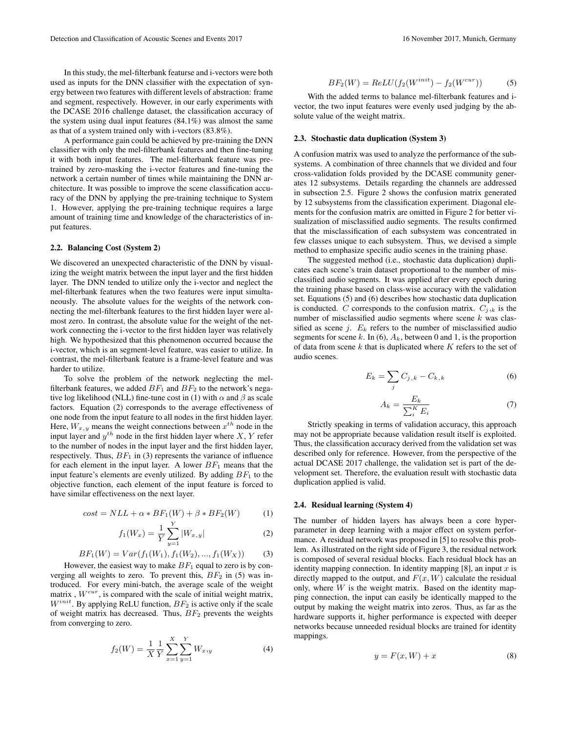In this study, the mel-filterbank featurse and i-vectors were both used as inputs for the DNN classifier with the expectation of synergy between two features with different levels of abstraction: frame and segment, respectively. However, in our early experiments with the DCASE 2016 challenge dataset, the classification accuracy of the system using dual input features (84.1%) was almost the same as that of a system trained only with i-vectors (83.8%).

A performance gain could be achieved by pre-training the DNN classifier with only the mel-filterbank features and then fine-tuning it with both input features. The mel-filterbank feature was pre-trained by zero-masking the i-vector features and fine-tuning the network a certain number of times while maintaining the DNN architecture. It was possible to improve the scene classification accuracy of the DNN by applying the pre-training technique to System 1. However, applying the pre-training technique requires a large amount of training time and knowledge of the characteristics of input features.

### 2.2. Balancing Cost (System 2)

We discovered an unexpected characteristic of the DNN by visualizing the weight matrix between the input layer and the first hidden layer. The DNN tended to utilize only the i-vector and neglect the mel-filterbank features when the two features were input simultaneously. The absolute values for the weights of the network connecting the mel-filterbank features to the first hidden layer were almost zero. In contrast, the absolute value for the weight of the network connecting the i-vector to the first hidden layer was relatively high. We hypothesized that this phenomenon occurred because the i-vector, which is an segment-level feature, was easier to utilize. In contrast, the mel-filterbank feature is a frame-level feature and was harder to utilize.

To solve the problem of the network neglecting the mel-filterbank features, we added $BF_1$ and $BF_2$ to the network's negative log likelihood (NLL) fine-tune cost in (1) with $\alpha$ and $\beta$ as scale factors. Equation (2) corresponds to the average effectiveness of one node from the input feature to all nodes in the first hidden layer. Here, $W_{x,y}$ means the weight connections between $x^{th}$ node in the input layer and $y^{th}$ node in the first hidden layer where $X, Y$ refer to the number of nodes in the input layer and the first hidden layer, respectively. Thus, $BF_1$ in (3) represents the variance of influence for each element in the input layer. A lower $BF_1$ means that the input feature's elements are evenly utilized. By adding $BF_1$ to the objective function, each element of the input feature is forced to have similar effectiveness on the next layer.

$$cost = NLL + \alpha * BF_1(W) + \beta * BF_2(W) \tag{1}$$

$$f_1(W_x) = \frac{1}{Y}\sum_{y=1}^{Y} |W_{x,y}| \tag{2}$$

$$BF_1(W) = Var(f_1(W_1), f_1(W_2), ..., f_1(W_X)) \tag{3}$$

However, the easiest way to make $BF_1$ equal to zero is by converging all weights to zero. To prevent this, $BF_2$ in (5) was introduced. For every mini-batch, the average scale of the weight matrix , $W^{cur}$, is compared with the scale of initial weight matrix, $W^{init}$. By applying ReLU function, $BF_2$ is active only if the scale of weight matrix has decreased. Thus, $BF_2$ prevents the weights from converging to zero.

$$f_2(W) = \frac{1}{X}\frac{1}{Y}\sum_{x=1}^{X}\sum_{y=1}^{Y} W_{x,y} \tag{4}$$

$$BF_2(W) = ReLU(f_2(W^{init}) - f_2(W^{cur})) \tag{5}$$

With the added terms to balance mel-filterbank features and i-vector, the two input features were evenly used judging by the absolute value of the weight matrix.

### 2.3. Stochastic data duplication (System 3)

A confusion matrix was used to analyze the performance of the subsystems. A combination of three channels that we divided and four cross-validation folds provided by the DCASE community generates 12 subsystems. Details regarding the channels are addressed in subsection 2.5. Figure 2 shows the confusion matrix generated by 12 subsystems from the classification experiment. Diagonal elements for the confusion matrix are omitted in Figure 2 for better visualization of misclassified audio segments. The results confirmed that the misclassification of each subsystem was concentrated in few classes unique to each subsystem. Thus, we devised a simple method to emphasize specific audio scenes in the training phase.

The suggested method (i.e., stochastic data duplication) duplicates each scene's train dataset proportional to the number of misclassified audio segments. It was applied after every epoch during the training phase based on class-wise accuracy with the validation set. Equations (5) and (6) describes how stochastic data duplication is conducted. $C$ corresponds to the confusion matrix. $C_{j,k}$ is the number of misclassified audio segments where scene $k$ was classified as scene $j$. $E_k$ refers to the number of misclassified audio segments for scene $k$. In (6), $A_k$, between 0 and 1, is the proportion of data from scene $k$ that is duplicated where $K$ refers to the set of audio scenes.

$$E_k = \sum_{j} C_{j,k} - C_{k,k} \tag{6}$$

$$A_k = \frac{E_k}{\sum_{i}^{K} E_i} \tag{7}$$

Strictly speaking in terms of validation accuracy, this approach may not be appropriate because validation result itself is exploited. Thus, the classification accuracy derived from the validation set was described only for reference. However, from the perspective of the actual DCASE 2017 challenge, the validation set is part of the development set. Therefore, the evaluation result with stochastic data duplication applied is valid.

### 2.4. Residual learning (System 4)

The number of hidden layers has always been a core hyper-parameter in deep learning with a major effect on system performance. A residual network was proposed in [5] to resolve this problem. As illustrated on the right side of Figure 3, the residual network is composed of several residual blocks. Each residual block has an identity mapping connection. In identity mapping [8], an input $x$ is directly mapped to the output, and $F(x, W)$ calculate the residual only, where $W$ is the weight matrix. Based on the identity mapping connection, the input can easily be identically mapped to the output by making the weight matrix into zeros. Thus, as far as the hardware supports it, higher performance is expected with deeper networks because unneeded residual blocks are trained for identity mappings.

$$y = F(x, W) + x \tag{8}$$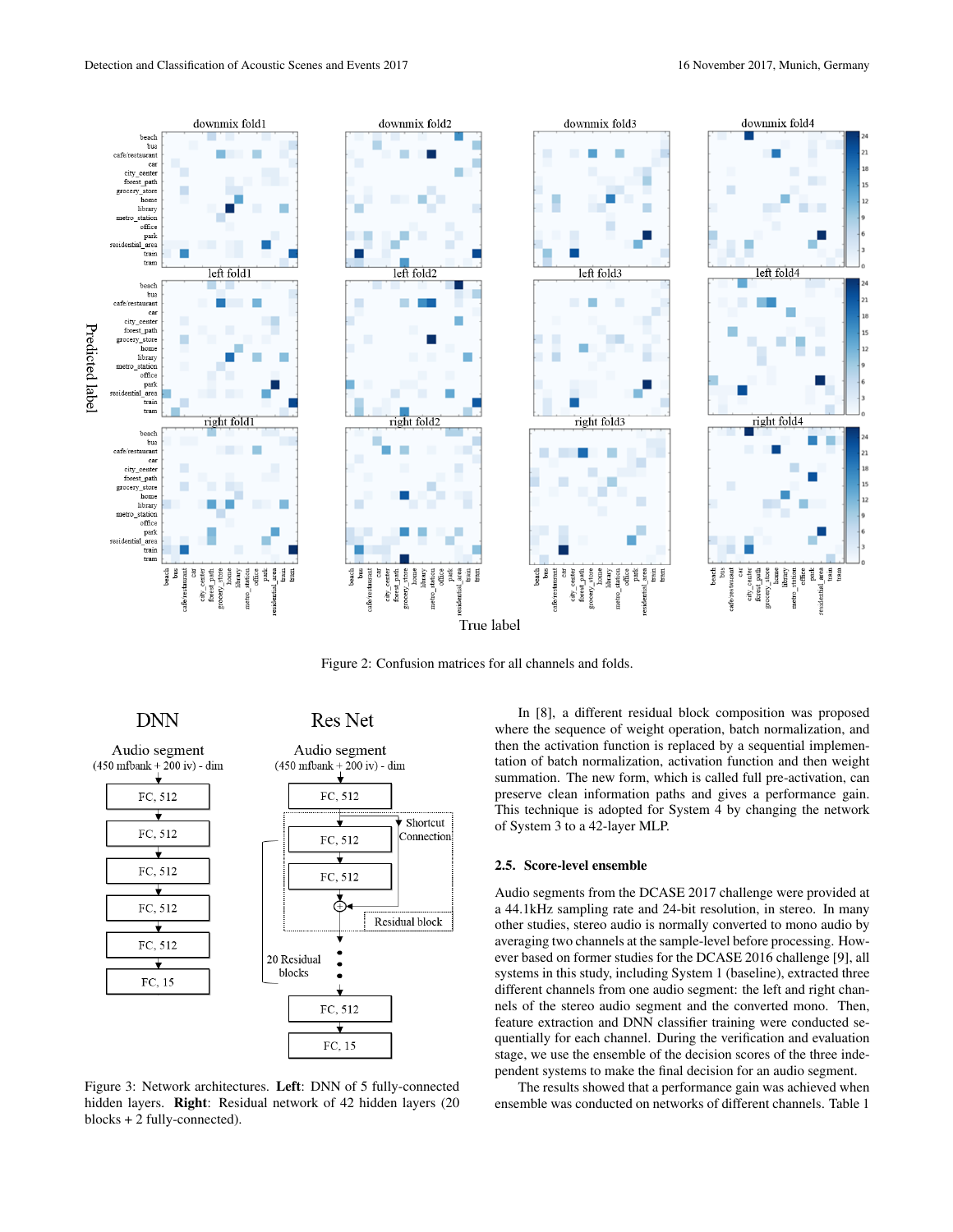Figure 2: Confusion matrices for all channels and folds.

Figure 3: Network architectures. **Left**: DNN of 5 fully-connected hidden layers. **Right**: Residual network of 42 hidden layers (20 blocks + 2 fully-connected).

In [8], a different residual block composition was proposed where the sequence of weight operation, batch normalization, and then the activation function is replaced by a sequential implementation of batch normalization, activation function and then weight summation. The new form, which is called full pre-activation, can preserve clean information paths and gives a performance gain. This technique is adopted for System 4 by changing the network of System 3 to a 42-layer MLP.

### 2.5. Score-level ensemble

Audio segments from the DCASE 2017 challenge were provided at a 44.1kHz sampling rate and 24-bit resolution, in stereo. In many other studies, stereo audio is normally converted to mono audio by averaging two channels at the sample-level before processing. However based on former studies for the DCASE 2016 challenge [9], all systems in this study, including System 1 (baseline), extracted three different channels from one audio segment: the left and right channels of the stereo audio segment and the converted mono. Then, feature extraction and DNN classifier training were conducted sequentially for each channel. During the verification and evaluation stage, we use the ensemble of the decision scores of the three independent systems to make the final decision for an audio segment.

The results showed that a performance gain was achieved when ensemble was conducted on networks of different channels. Table 1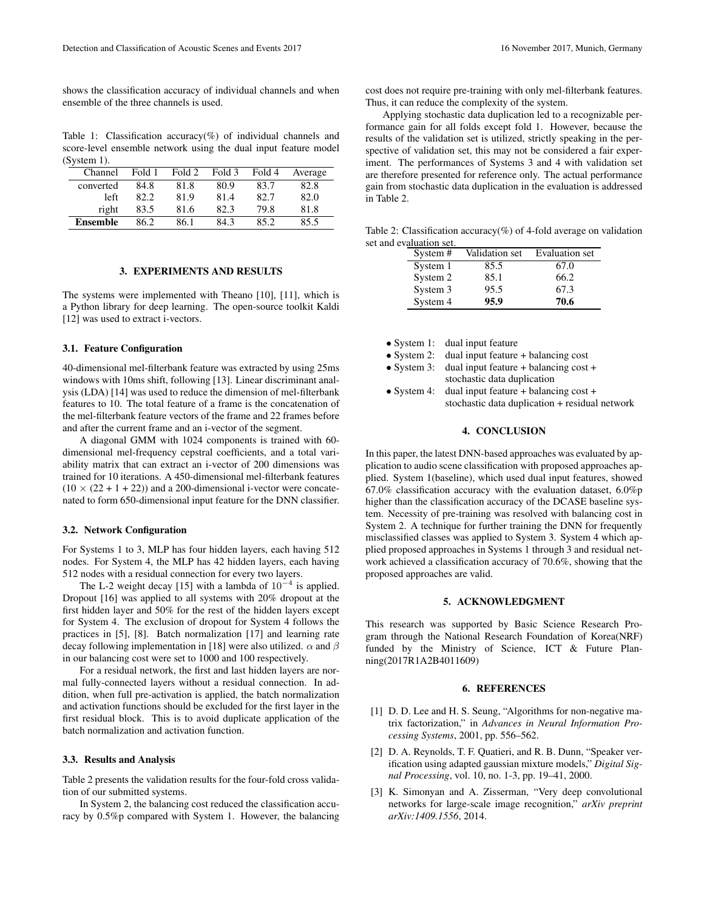shows the classification accuracy of individual channels and when ensemble of the three channels is used.

Table 1: Classification accuracy(%) of individual channels and score-level ensemble network using the dual input feature model (System 1).

| Channel | Fold 1 | Fold 2 | Fold 3 | Fold 4 | Average |
|---|---|---|---|---|---|
| converted | 84.8 | 81.8 | 80.9 | 83.7 | 82.8 |
| left | 82.2 | 81.9 | 81.4 | 82.7 | 82.0 |
| right | 83.5 | 81.6 | 82.3 | 79.8 | 81.8 |
| **Ensemble** | 86.2 | 86.1 | 84.3 | 85.2 | 85.5 |

## 3. EXPERIMENTS AND RESULTS

The systems were implemented with Theano [10], [11], which is a Python library for deep learning. The open-source toolkit Kaldi [12] was used to extract i-vectors.

### 3.1. Feature Configuration

40-dimensional mel-filterbank feature was extracted by using 25ms windows with 10ms shift, following [13]. Linear discriminant analysis (LDA) [14] was used to reduce the dimension of mel-filterbank features to 10. The total feature of a frame is the concatenation of the mel-filterbank feature vectors of the frame and 22 frames before and after the current frame and an i-vector of the segment.

A diagonal GMM with 1024 components is trained with 60-dimensional mel-frequency cepstral coefficients, and a total variability matrix that can extract an i-vector of 200 dimensions was trained for 10 iterations. A 450-dimensional mel-filterbank features $(10 \times (22 + 1 + 22))$ and a 200-dimensional i-vector were concatenated to form 650-dimensional input feature for the DNN classifier.

### 3.2. Network Configuration

For Systems 1 to 3, MLP has four hidden layers, each having 512 nodes. For System 4, the MLP has 42 hidden layers, each having 512 nodes with a residual connection for every two layers.

The L-2 weight decay [15] with a lambda of $10^{-4}$ is applied. Dropout [16] was applied to all systems with 20% dropout at the first hidden layer and 50% for the rest of the hidden layers except for System 4. The exclusion of dropout for System 4 follows the practices in [5], [8]. Batch normalization [17] and learning rate decay following implementation in [18] were also utilized. $\alpha$ and $\beta$ in our balancing cost were set to 1000 and 100 respectively.

For a residual network, the first and last hidden layers are normal fully-connected layers without a residual connection. In addition, when full pre-activation is applied, the batch normalization and activation functions should be excluded for the first layer in the first residual block. This is to avoid duplicate application of the batch normalization and activation function.

### 3.3. Results and Analysis

Table 2 presents the validation results for the four-fold cross validation of our submitted systems.

In System 2, the balancing cost reduced the classification accuracy by 0.5%p compared with System 1. However, the balancing cost does not require pre-training with only mel-filterbank features. Thus, it can reduce the complexity of the system.

Applying stochastic data duplication led to a recognizable performance gain for all folds except fold 1. However, because the results of the validation set is utilized, strictly speaking in the perspective of validation set, this may not be considered a fair experiment. The performances of Systems 3 and 4 with validation set are therefore presented for reference only. The actual performance gain from stochastic data duplication in the evaluation is addressed in Table 2.

Table 2: Classification accuracy(%) of 4-fold average on validation set and evaluation set.

| System # | Validation set | Evaluation set |
|---|---|---|
| System 1 | 85.5 | 67.0 |
| System 2 | 85.1 | 66.2 |
| System 3 | 95.5 | 67.3 |
| System 4 | **95.9** | **70.6** |

- System 1: dual input feature
- System 2: dual input feature + balancing cost
- System 3: dual input feature + balancing cost + stochastic data duplication
- System 4: dual input feature + balancing cost + stochastic data duplication + residual network

## 4. CONCLUSION

In this paper, the latest DNN-based approaches was evaluated by application to audio scene classification with proposed approaches applied. System 1(baseline), which used dual input features, showed 67.0% classification accuracy with the evaluation dataset, 6.0%p higher than the classification accuracy of the DCASE baseline system. Necessity of pre-training was resolved with balancing cost in System 2. A technique for further training the DNN for frequently misclassified classes was applied to System 3. System 4 which applied proposed approaches in Systems 1 through 3 and residual network achieved a classification accuracy of 70.6%, showing that the proposed approaches are valid.

## 5. ACKNOWLEDGMENT

This research was supported by Basic Science Research Program through the National Research Foundation of Korea(NRF) funded by the Ministry of Science, ICT & Future Planning(2017R1A2B4011609)

## 6. REFERENCES

[1] D. D. Lee and H. S. Seung, "Algorithms for non-negative matrix factorization," in *Advances in Neural Information Processing Systems*, 2001, pp. 556–562.

[2] D. A. Reynolds, T. F. Quatieri, and R. B. Dunn, "Speaker verification using adapted gaussian mixture models," *Digital Signal Processing*, vol. 10, no. 1-3, pp. 19–41, 2000.

[3] K. Simonyan and A. Zisserman, "Very deep convolutional networks for large-scale image recognition," *arXiv preprint arXiv:1409.1556*, 2014.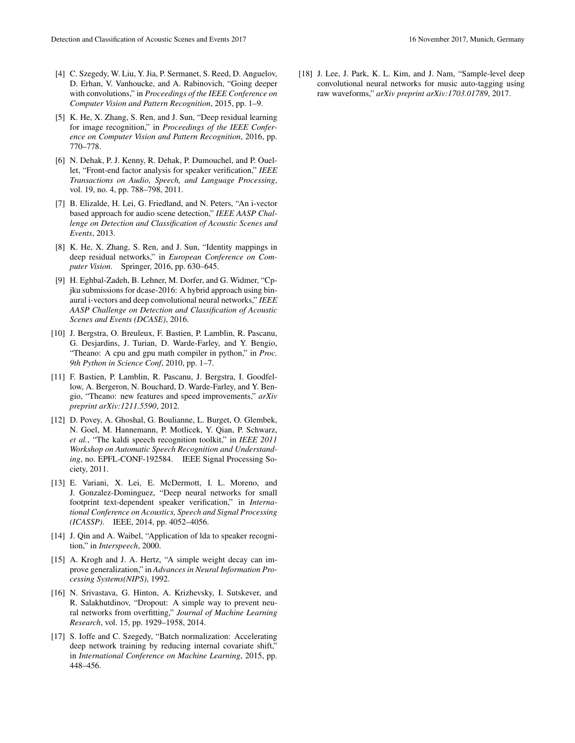[4] C. Szegedy, W. Liu, Y. Jia, P. Sermanet, S. Reed, D. Anguelov, D. Erhan, V. Vanhoucke, and A. Rabinovich, "Going deeper with convolutions," in *Proceedings of the IEEE Conference on Computer Vision and Pattern Recognition*, 2015, pp. 1–9.

[5] K. He, X. Zhang, S. Ren, and J. Sun, "Deep residual learning for image recognition," in *Proceedings of the IEEE Conference on Computer Vision and Pattern Recognition*, 2016, pp. 770–778.

[6] N. Dehak, P. J. Kenny, R. Dehak, P. Dumouchel, and P. Ouellet, "Front-end factor analysis for speaker verification," *IEEE Transactions on Audio, Speech, and Language Processing*, vol. 19, no. 4, pp. 788–798, 2011.

[7] B. Elizalde, H. Lei, G. Friedland, and N. Peters, "An i-vector based approach for audio scene detection," *IEEE AASP Challenge on Detection and Classification of Acoustic Scenes and Events*, 2013.

[8] K. He, X. Zhang, S. Ren, and J. Sun, "Identity mappings in deep residual networks," in *European Conference on Computer Vision*. Springer, 2016, pp. 630–645.

[9] H. Eghbal-Zadeh, B. Lehner, M. Dorfer, and G. Widmer, "Cp-jku submissions for dcase-2016: A hybrid approach using binaural i-vectors and deep convolutional neural networks," *IEEE AASP Challenge on Detection and Classification of Acoustic Scenes and Events (DCASE)*, 2016.

[10] J. Bergstra, O. Breuleux, F. Bastien, P. Lamblin, R. Pascanu, G. Desjardins, J. Turian, D. Warde-Farley, and Y. Bengio, "Theano: A cpu and gpu math compiler in python," in *Proc. 9th Python in Science Conf*, 2010, pp. 1–7.

[11] F. Bastien, P. Lamblin, R. Pascanu, J. Bergstra, I. Goodfellow, A. Bergeron, N. Bouchard, D. Warde-Farley, and Y. Bengio, "Theano: new features and speed improvements," *arXiv preprint arXiv:1211.5590*, 2012.

[12] D. Povey, A. Ghoshal, G. Boulianne, L. Burget, O. Glembek, N. Goel, M. Hannemann, P. Motlicek, Y. Qian, P. Schwarz, *et al.*, "The kaldi speech recognition toolkit," in *IEEE 2011 Workshop on Automatic Speech Recognition and Understanding*, no. EPFL-CONF-192584. IEEE Signal Processing Society, 2011.

[13] E. Variani, X. Lei, E. McDermott, I. L. Moreno, and J. Gonzalez-Dominguez, "Deep neural networks for small footprint text-dependent speaker verification," in *International Conference on Acoustics, Speech and Signal Processing (ICASSP)*. IEEE, 2014, pp. 4052–4056.

[14] J. Qin and A. Waibel, "Application of lda to speaker recognition," in *Interspeech*, 2000.

[15] A. Krogh and J. A. Hertz, "A simple weight decay can improve generalization," in *Advances in Neural Information Processing Systems(NIPS)*, 1992.

[16] N. Srivastava, G. Hinton, A. Krizhevsky, I. Sutskever, and R. Salakhutdinov, "Dropout: A simple way to prevent neural networks from overfitting," *Journal of Machine Learning Research*, vol. 15, pp. 1929–1958, 2014.

[17] S. Ioffe and C. Szegedy, "Batch normalization: Accelerating deep network training by reducing internal covariate shift," in *International Conference on Machine Learning*, 2015, pp. 448–456.

[18] J. Lee, J. Park, K. L. Kim, and J. Nam, "Sample-level deep convolutional neural networks for music auto-tagging using raw waveforms," *arXiv preprint arXiv:1703.01789*, 2017.